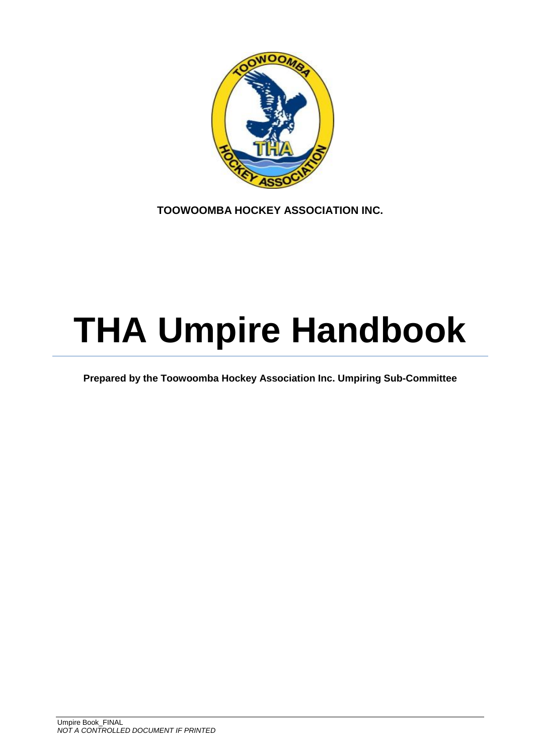**TOOWOOMBA HOCKEY ASSOCIATION INC.**

# THA Umpire Handbook

**Prepared by the Toowoomba Hockey Association Inc. Umpiring Sub-Committee**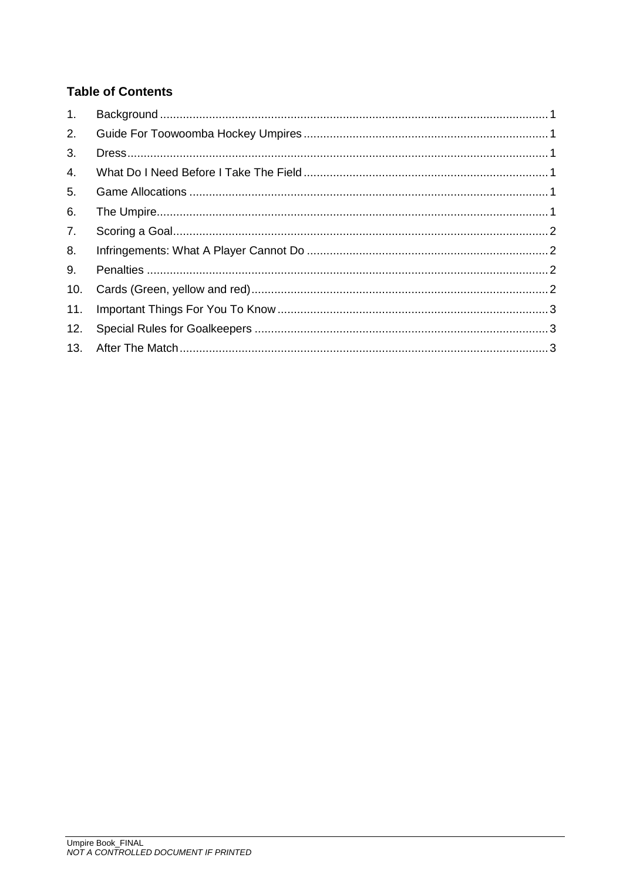**Table of Contents**

1. Background ........ 1
2. Guide For Toowoomba Hockey Umpires ........ 1
3. Dress ........ 1
4. What Do I Need Before I Take The Field ........ 1
5. Game Allocations ........ 1
6. The Umpire ........ 1
7. Scoring a Goal ........ 2
8. Infringements: What A Player Cannot Do ........ 2
9. Penalties ........ 2
10. Cards (Green, yellow and red) ........ 2
11. Important Things For You To Know ........ 3
12. Special Rules for Goalkeepers ........ 3
13. After The Match ........ 3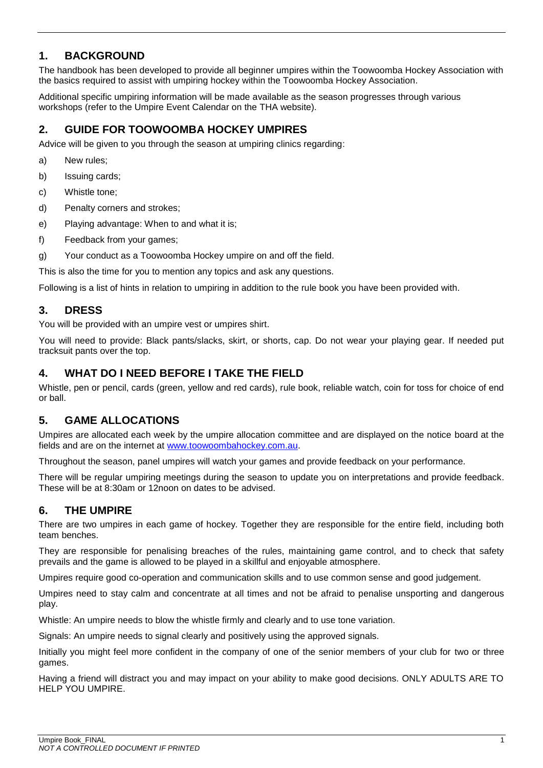## 1. BACKGROUND

The handbook has been developed to provide all beginner umpires within the Toowoomba Hockey Association with the basics required to assist with umpiring hockey within the Toowoomba Hockey Association.

Additional specific umpiring information will be made available as the season progresses through various workshops (refer to the Umpire Event Calendar on the THA website).

## 2. GUIDE FOR TOOWOOMBA HOCKEY UMPIRES

Advice will be given to you through the season at umpiring clinics regarding:

a) New rules;

b) Issuing cards;

c) Whistle tone;

d) Penalty corners and strokes;

e) Playing advantage: When to and what it is;

f) Feedback from your games;

g) Your conduct as a Toowoomba Hockey umpire on and off the field.

This is also the time for you to mention any topics and ask any questions.

Following is a list of hints in relation to umpiring in addition to the rule book you have been provided with.

## 3. DRESS

You will be provided with an umpire vest or umpires shirt.

You will need to provide: Black pants/slacks, skirt, or shorts, cap. Do not wear your playing gear. If needed put tracksuit pants over the top.

## 4. WHAT DO I NEED BEFORE I TAKE THE FIELD

Whistle, pen or pencil, cards (green, yellow and red cards), rule book, reliable watch, coin for toss for choice of end or ball.

## 5. GAME ALLOCATIONS

Umpires are allocated each week by the umpire allocation committee and are displayed on the notice board at the fields and are on the internet at www.toowoombahockey.com.au.

Throughout the season, panel umpires will watch your games and provide feedback on your performance.

There will be regular umpiring meetings during the season to update you on interpretations and provide feedback. These will be at 8:30am or 12noon on dates to be advised.

## 6. THE UMPIRE

There are two umpires in each game of hockey. Together they are responsible for the entire field, including both team benches.

They are responsible for penalising breaches of the rules, maintaining game control, and to check that safety prevails and the game is allowed to be played in a skillful and enjoyable atmosphere.

Umpires require good co-operation and communication skills and to use common sense and good judgement.

Umpires need to stay calm and concentrate at all times and not be afraid to penalise unsporting and dangerous play.

Whistle: An umpire needs to blow the whistle firmly and clearly and to use tone variation.

Signals: An umpire needs to signal clearly and positively using the approved signals.

Initially you might feel more confident in the company of one of the senior members of your club for two or three games.

Having a friend will distract you and may impact on your ability to make good decisions. ONLY ADULTS ARE TO HELP YOU UMPIRE.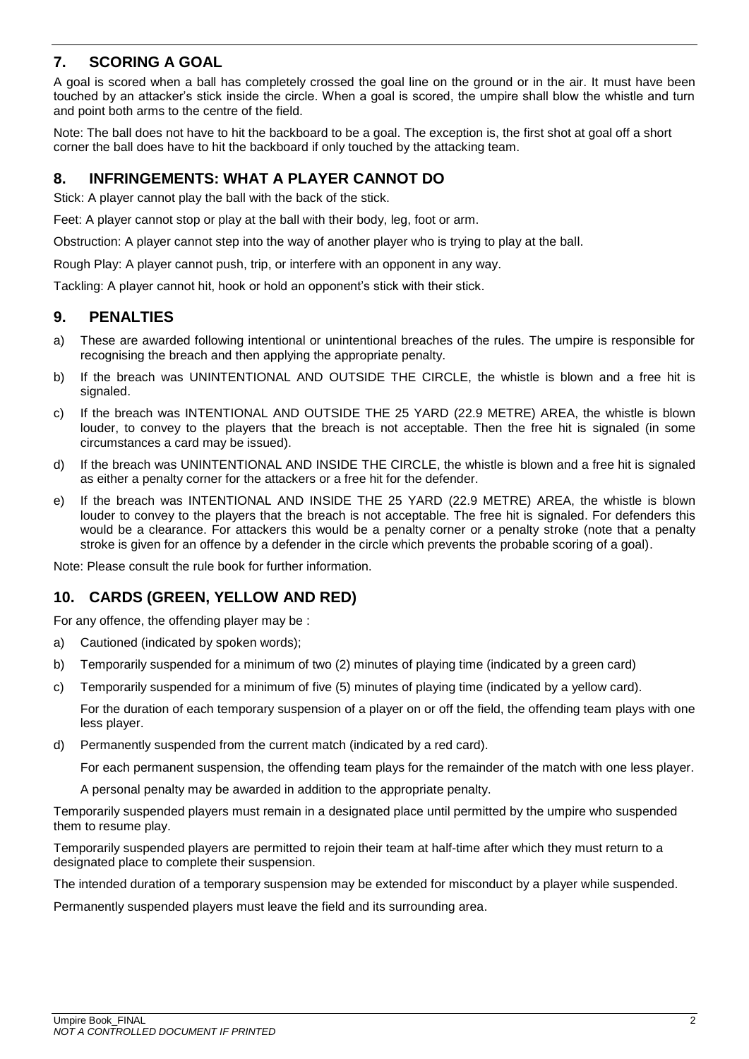## 7. SCORING A GOAL

A goal is scored when a ball has completely crossed the goal line on the ground or in the air. It must have been touched by an attacker's stick inside the circle. When a goal is scored, the umpire shall blow the whistle and turn and point both arms to the centre of the field.

Note: The ball does not have to hit the backboard to be a goal. The exception is, the first shot at goal off a short corner the ball does have to hit the backboard if only touched by the attacking team.

## 8. INFRINGEMENTS: WHAT A PLAYER CANNOT DO

Stick: A player cannot play the ball with the back of the stick.

Feet: A player cannot stop or play at the ball with their body, leg, foot or arm.

Obstruction: A player cannot step into the way of another player who is trying to play at the ball.

Rough Play: A player cannot push, trip, or interfere with an opponent in any way.

Tackling: A player cannot hit, hook or hold an opponent's stick with their stick.

## 9. PENALTIES

a) These are awarded following intentional or unintentional breaches of the rules. The umpire is responsible for recognising the breach and then applying the appropriate penalty.

b) If the breach was UNINTENTIONAL AND OUTSIDE THE CIRCLE, the whistle is blown and a free hit is signaled.

c) If the breach was INTENTIONAL AND OUTSIDE THE 25 YARD (22.9 METRE) AREA, the whistle is blown louder, to convey to the players that the breach is not acceptable. Then the free hit is signaled (in some circumstances a card may be issued).

d) If the breach was UNINTENTIONAL AND INSIDE THE CIRCLE, the whistle is blown and a free hit is signaled as either a penalty corner for the attackers or a free hit for the defender.

e) If the breach was INTENTIONAL AND INSIDE THE 25 YARD (22.9 METRE) AREA, the whistle is blown louder to convey to the players that the breach is not acceptable. The free hit is signaled. For defenders this would be a clearance. For attackers this would be a penalty corner or a penalty stroke (note that a penalty stroke is given for an offence by a defender in the circle which prevents the probable scoring of a goal).

Note: Please consult the rule book for further information.

## 10. CARDS (GREEN, YELLOW AND RED)

For any offence, the offending player may be :

a) Cautioned (indicated by spoken words);

b) Temporarily suspended for a minimum of two (2) minutes of playing time (indicated by a green card)

c) Temporarily suspended for a minimum of five (5) minutes of playing time (indicated by a yellow card).

   For the duration of each temporary suspension of a player on or off the field, the offending team plays with one less player.

d) Permanently suspended from the current match (indicated by a red card).

   For each permanent suspension, the offending team plays for the remainder of the match with one less player.

   A personal penalty may be awarded in addition to the appropriate penalty.

Temporarily suspended players must remain in a designated place until permitted by the umpire who suspended them to resume play.

Temporarily suspended players are permitted to rejoin their team at half-time after which they must return to a designated place to complete their suspension.

The intended duration of a temporary suspension may be extended for misconduct by a player while suspended.

Permanently suspended players must leave the field and its surrounding area.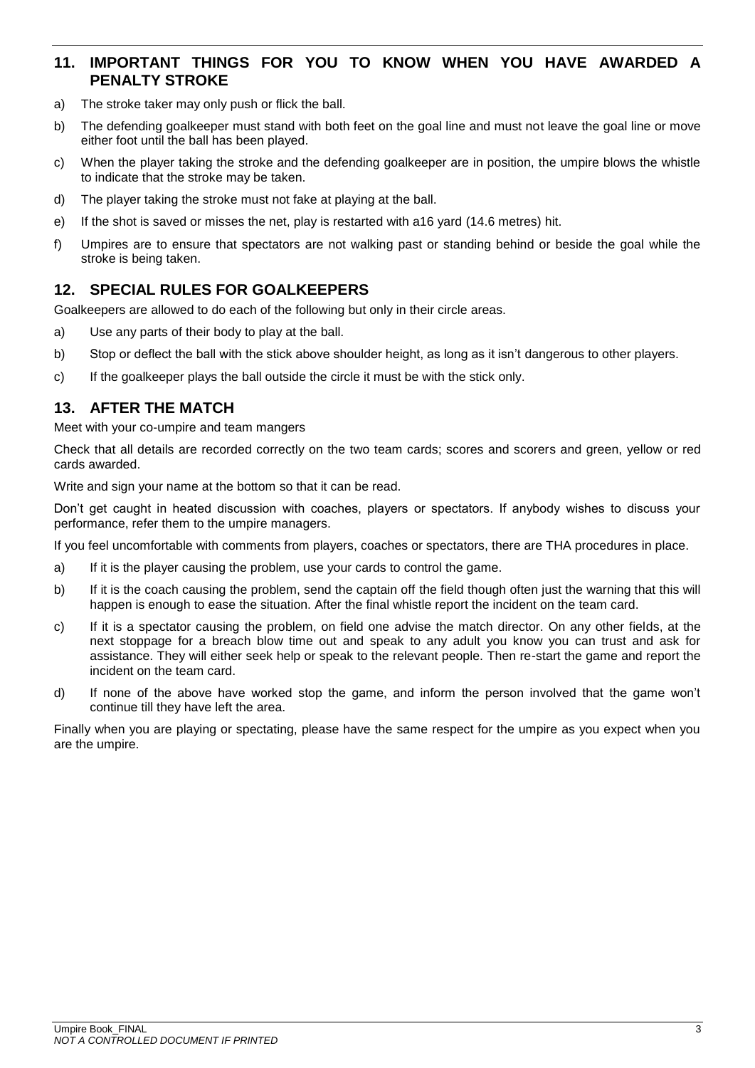## 11. IMPORTANT THINGS FOR YOU TO KNOW WHEN YOU HAVE AWARDED A PENALTY STROKE

a) The stroke taker may only push or flick the ball.

b) The defending goalkeeper must stand with both feet on the goal line and must not leave the goal line or move either foot until the ball has been played.

c) When the player taking the stroke and the defending goalkeeper are in position, the umpire blows the whistle to indicate that the stroke may be taken.

d) The player taking the stroke must not fake at playing at the ball.

e) If the shot is saved or misses the net, play is restarted with a16 yard (14.6 metres) hit.

f) Umpires are to ensure that spectators are not walking past or standing behind or beside the goal while the stroke is being taken.

## 12. SPECIAL RULES FOR GOALKEEPERS

Goalkeepers are allowed to do each of the following but only in their circle areas.

a) Use any parts of their body to play at the ball.

b) Stop or deflect the ball with the stick above shoulder height, as long as it isn't dangerous to other players.

c) If the goalkeeper plays the ball outside the circle it must be with the stick only.

## 13. AFTER THE MATCH

Meet with your co-umpire and team mangers

Check that all details are recorded correctly on the two team cards; scores and scorers and green, yellow or red cards awarded.

Write and sign your name at the bottom so that it can be read.

Don't get caught in heated discussion with coaches, players or spectators. If anybody wishes to discuss your performance, refer them to the umpire managers.

If you feel uncomfortable with comments from players, coaches or spectators, there are THA procedures in place.

a) If it is the player causing the problem, use your cards to control the game.

b) If it is the coach causing the problem, send the captain off the field though often just the warning that this will happen is enough to ease the situation. After the final whistle report the incident on the team card.

c) If it is a spectator causing the problem, on field one advise the match director. On any other fields, at the next stoppage for a breach blow time out and speak to any adult you know you can trust and ask for assistance. They will either seek help or speak to the relevant people. Then re-start the game and report the incident on the team card.

d) If none of the above have worked stop the game, and inform the person involved that the game won't continue till they have left the area.

Finally when you are playing or spectating, please have the same respect for the umpire as you expect when you are the umpire.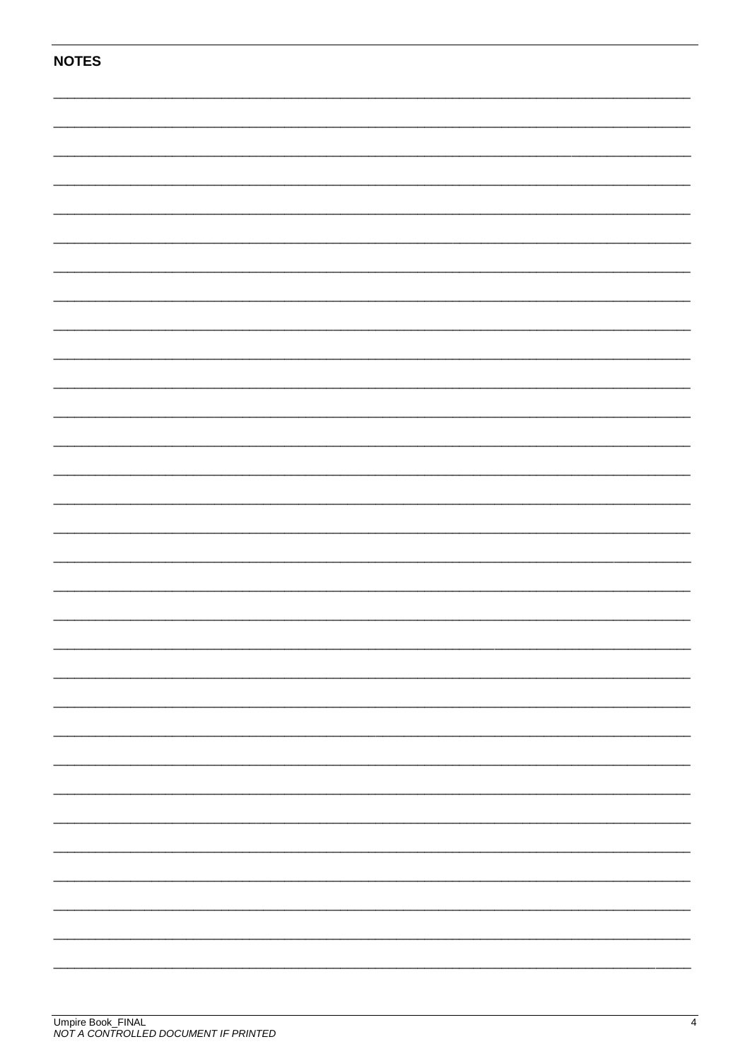**NOTES**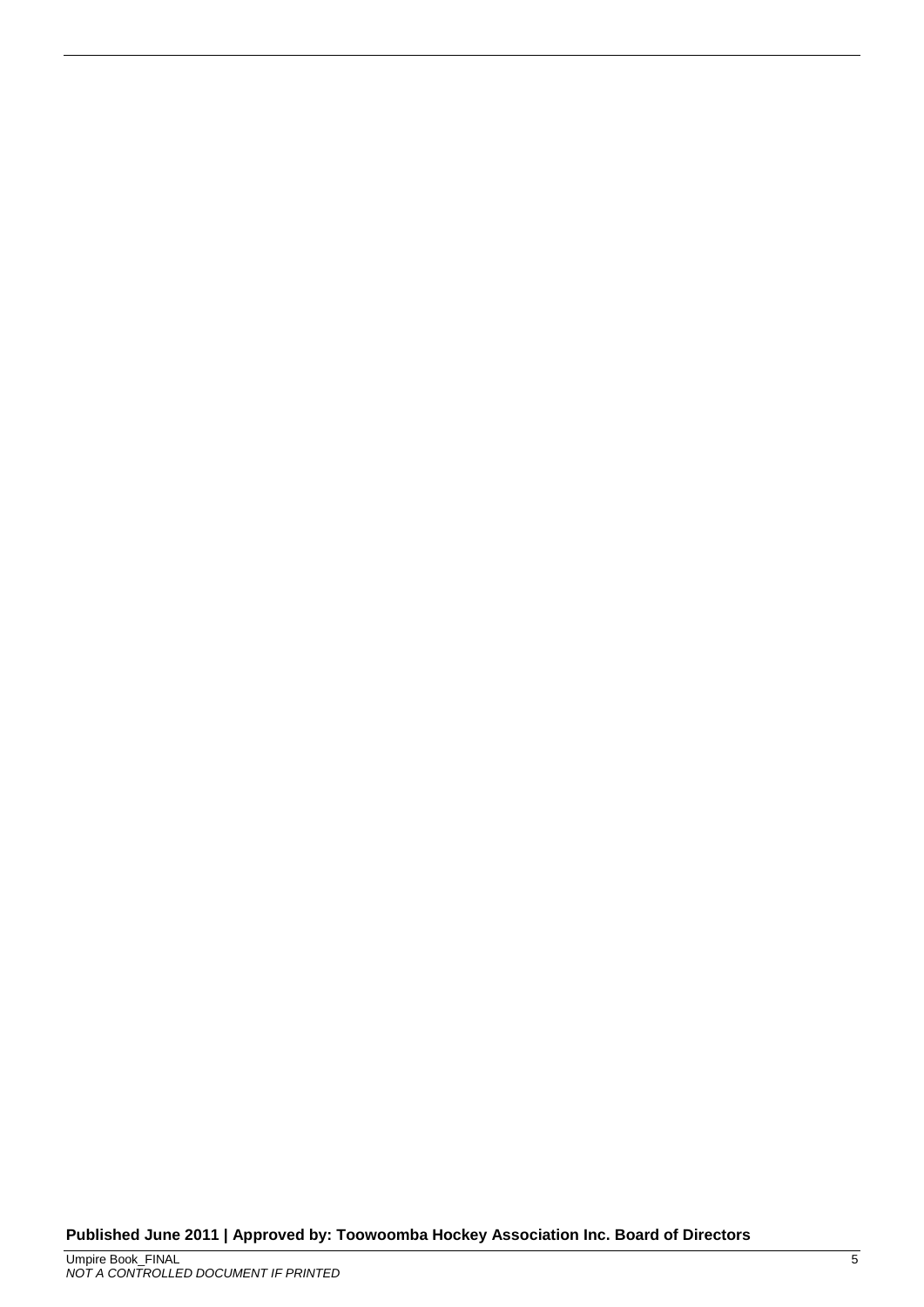**Published June 2011 | Approved by: Toowoomba Hockey Association Inc. Board of Directors**